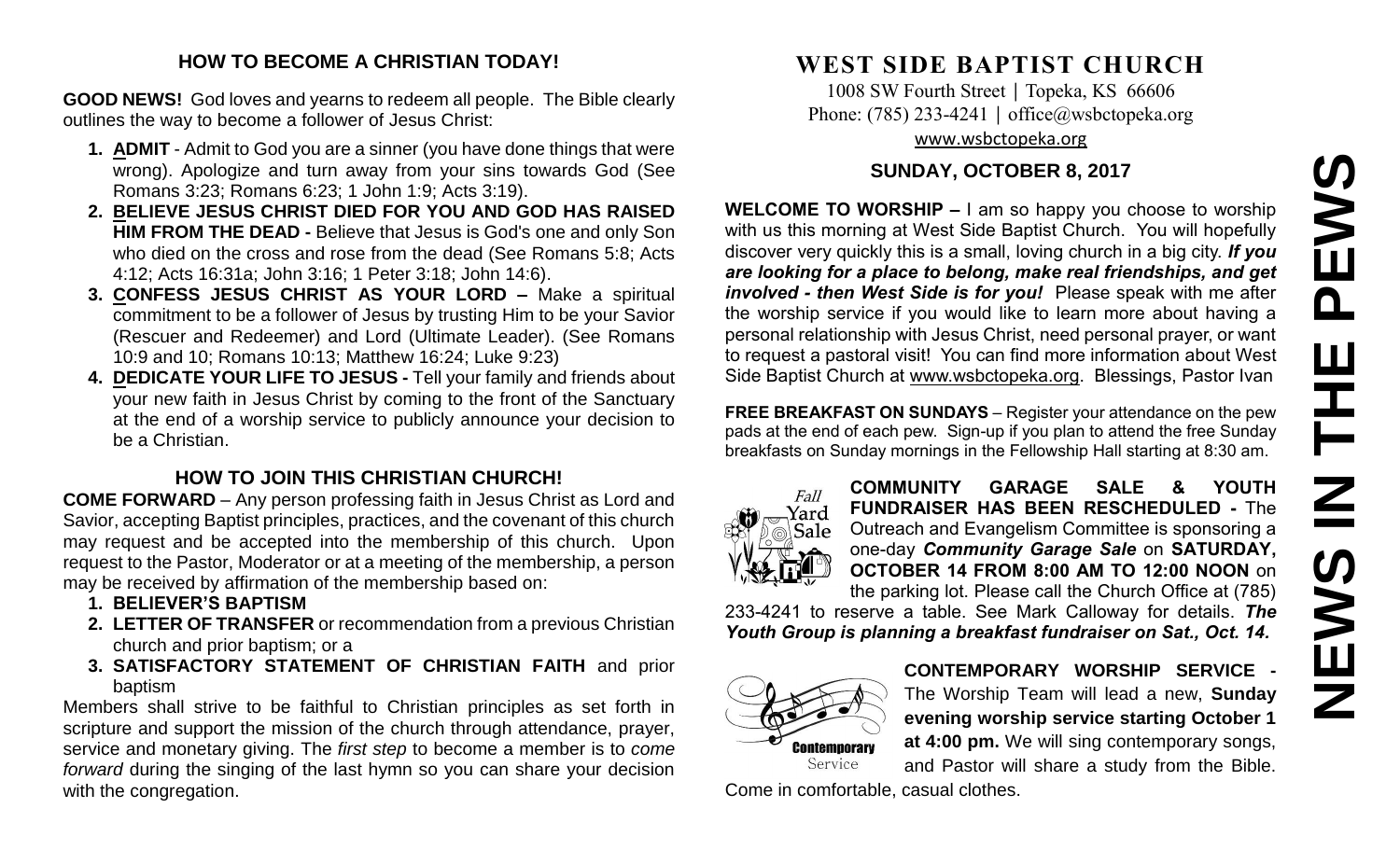## HOW TO BECOME A CHRISTIAN TODAY!

**GOOD NEWS!** God loves and yearns to redeem all people. The Bible clearly outlines the way to become a follower of Jesus Christ:

1. **ADMIT** - Admit to God you are a sinner (you have done things that were wrong). Apologize and turn away from your sins towards God (See Romans 3:23; Romans 6:23; 1 John 1:9; Acts 3:19).
2. **BELIEVE JESUS CHRIST DIED FOR YOU AND GOD HAS RAISED HIM FROM THE DEAD -** Believe that Jesus is God's one and only Son who died on the cross and rose from the dead (See Romans 5:8; Acts 4:12; Acts 16:31a; John 3:16; 1 Peter 3:18; John 14:6).
3. **CONFESS JESUS CHRIST AS YOUR LORD –** Make a spiritual commitment to be a follower of Jesus by trusting Him to be your Savior (Rescuer and Redeemer) and Lord (Ultimate Leader). (See Romans 10:9 and 10; Romans 10:13; Matthew 16:24; Luke 9:23)
4. **DEDICATE YOUR LIFE TO JESUS -** Tell your family and friends about your new faith in Jesus Christ by coming to the front of the Sanctuary at the end of a worship service to publicly announce your decision to be a Christian.

## HOW TO JOIN THIS CHRISTIAN CHURCH!

**COME FORWARD** – Any person professing faith in Jesus Christ as Lord and Savior, accepting Baptist principles, practices, and the covenant of this church may request and be accepted into the membership of this church. Upon request to the Pastor, Moderator or at a meeting of the membership, a person may be received by affirmation of the membership based on:

1. **BELIEVER'S BAPTISM**
2. **LETTER OF TRANSFER** or recommendation from a previous Christian church and prior baptism; or a
3. **SATISFACTORY STATEMENT OF CHRISTIAN FAITH** and prior baptism

Members shall strive to be faithful to Christian principles as set forth in scripture and support the mission of the church through attendance, prayer, service and monetary giving. The *first step* to become a member is to *come forward* during the singing of the last hymn so you can share your decision with the congregation.

# WEST SIDE BAPTIST CHURCH

1008 SW Fourth Street | Topeka, KS 66606
Phone: (785) 233-4241 | office@wsbctopeka.org
www.wsbctopeka.org

### SUNDAY, OCTOBER 8, 2017

**WELCOME TO WORSHIP –** I am so happy you choose to worship with us this morning at West Side Baptist Church. You will hopefully discover very quickly this is a small, loving church in a big city. ***If you are looking for a place to belong, make real friendships, and get involved - then West Side is for you!*** Please speak with me after the worship service if you would like to learn more about having a personal relationship with Jesus Christ, need personal prayer, or want to request a pastoral visit! You can find more information about West Side Baptist Church at www.wsbctopeka.org. Blessings, Pastor Ivan

**FREE BREAKFAST ON SUNDAYS** – Register your attendance on the pew pads at the end of each pew. Sign-up if you plan to attend the free Sunday breakfasts on Sunday mornings in the Fellowship Hall starting at 8:30 am.

**COMMUNITY GARAGE SALE & YOUTH FUNDRAISER HAS BEEN RESCHEDULED -** The Outreach and Evangelism Committee is sponsoring a one-day ***Community Garage Sale*** on **SATURDAY, OCTOBER 14 FROM 8:00 AM TO 12:00 NOON** on the parking lot. Please call the Church Office at (785) 233-4241 to reserve a table. See Mark Calloway for details. ***The Youth Group is planning a breakfast fundraiser on Sat., Oct. 14.***

**CONTEMPORARY WORSHIP SERVICE -** The Worship Team will lead a new, **Sunday evening worship service starting October 1 at 4:00 pm.** We will sing contemporary songs, and Pastor will share a study from the Bible. Come in comfortable, casual clothes.

# NEWS IN THE PEWS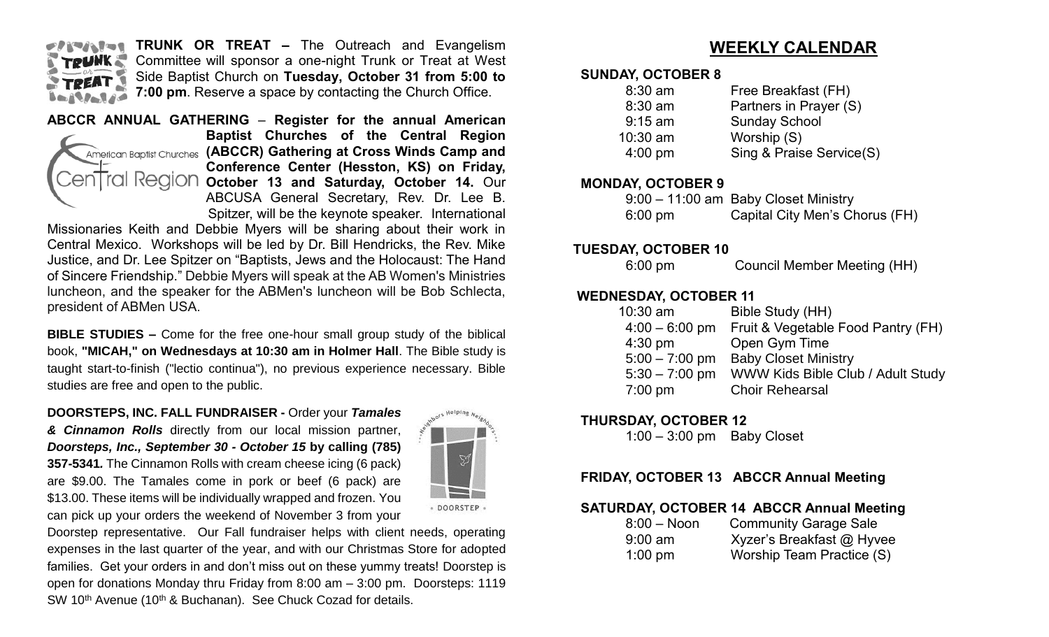**TRUNK OR TREAT –** The Outreach and Evangelism Committee will sponsor a one-night Trunk or Treat at West Side Baptist Church on **Tuesday, October 31 from 5:00 to 7:00 pm**. Reserve a space by contacting the Church Office.

**ABCCR ANNUAL GATHERING** – **Register for the annual American Baptist Churches of the Central Region (ABCCR) Gathering at Cross Winds Camp and Conference Center (Hesston, KS) on Friday, October 13 and Saturday, October 14.** Our ABCUSA General Secretary, Rev. Dr. Lee B. Spitzer, will be the keynote speaker. International Missionaries Keith and Debbie Myers will be sharing about their work in Central Mexico. Workshops will be led by Dr. Bill Hendricks, the Rev. Mike Justice, and Dr. Lee Spitzer on "Baptists, Jews and the Holocaust: The Hand of Sincere Friendship." Debbie Myers will speak at the AB Women's Ministries luncheon, and the speaker for the ABMen's luncheon will be Bob Schlecta, president of ABMen USA.

**BIBLE STUDIES –** Come for the free one-hour small group study of the biblical book, **"MICAH," on Wednesdays at 10:30 am in Holmer Hall**. The Bible study is taught start-to-finish ("lectio continua"), no previous experience necessary. Bible studies are free and open to the public.

**DOORSTEPS, INC. FALL FUNDRAISER -** Order your ***Tamales & Cinnamon Rolls*** directly from our local mission partner, ***Doorsteps, Inc., September 30 - October 15* by calling (785) 357-5341.** The Cinnamon Rolls with cream cheese icing (6 pack) are $9.00. The Tamales come in pork or beef (6 pack) are $13.00. These items will be individually wrapped and frozen. You can pick up your orders the weekend of November 3 from your Doorstep representative. Our Fall fundraiser helps with client needs, operating expenses in the last quarter of the year, and with our Christmas Store for adopted families. Get your orders in and don't miss out on these yummy treats! Doorstep is open for donations Monday thru Friday from 8:00 am – 3:00 pm. Doorsteps: 1119 SW 10th Avenue (10th & Buchanan). See Chuck Cozad for details.

## WEEKLY CALENDAR

**SUNDAY, OCTOBER 8**

| | |
|---|---|
| 8:30 am | Free Breakfast (FH) |
| 8:30 am | Partners in Prayer (S) |
| 9:15 am | Sunday School |
| 10:30 am | Worship (S) |
| 4:00 pm | Sing & Praise Service(S) |

**MONDAY, OCTOBER 9**

| | |
|---|---|
| 9:00 – 11:00 am | Baby Closet Ministry |
| 6:00 pm | Capital City Men's Chorus (FH) |

**TUESDAY, OCTOBER 10**

| | |
|---|---|
| 6:00 pm | Council Member Meeting (HH) |

**WEDNESDAY, OCTOBER 11**

| | |
|---|---|
| 10:30 am | Bible Study (HH) |
| 4:00 – 6:00 pm | Fruit & Vegetable Food Pantry (FH) |
| 4:30 pm | Open Gym Time |
| 5:00 – 7:00 pm | Baby Closet Ministry |
| 5:30 – 7:00 pm | WWW Kids Bible Club / Adult Study |
| 7:00 pm | Choir Rehearsal |

**THURSDAY, OCTOBER 12**

| | |
|---|---|
| 1:00 – 3:00 pm | Baby Closet |

**FRIDAY, OCTOBER 13 ABCCR Annual Meeting**

**SATURDAY, OCTOBER 14 ABCCR Annual Meeting**

| | |
|---|---|
| 8:00 – Noon | Community Garage Sale |
| 9:00 am | Xyzer's Breakfast @ Hyvee |
| 1:00 pm | Worship Team Practice (S) |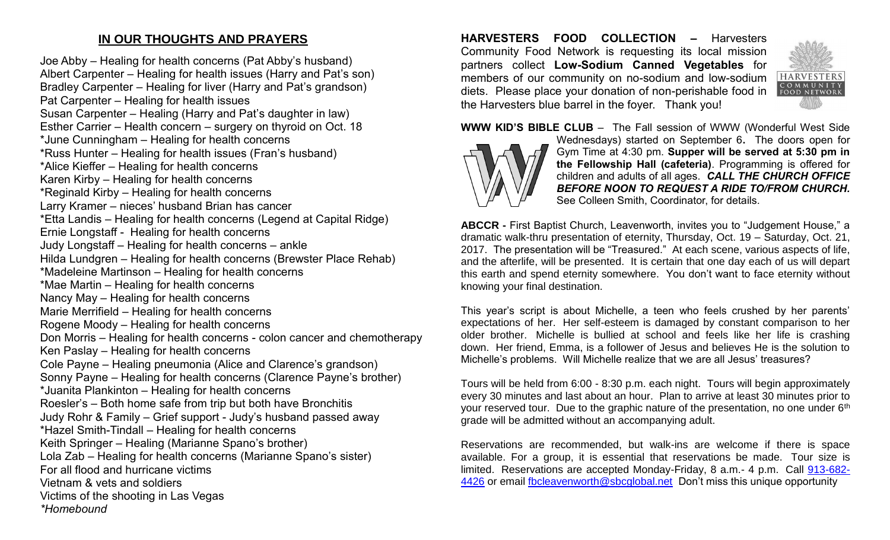## IN OUR THOUGHTS AND PRAYERS

Joe Abby – Healing for health concerns (Pat Abby's husband)
Albert Carpenter – Healing for health issues (Harry and Pat's son)
Bradley Carpenter – Healing for liver (Harry and Pat's grandson)
Pat Carpenter – Healing for health issues
Susan Carpenter – Healing (Harry and Pat's daughter in law)
Esther Carrier – Health concern – surgery on thyroid on Oct. 18
*June Cunningham – Healing for health concerns
*Russ Hunter – Healing for health issues (Fran's husband)
*Alice Kieffer – Healing for health concerns
Karen Kirby – Healing for health concerns
*Reginald Kirby – Healing for health concerns
Larry Kramer – nieces' husband Brian has cancer
*Etta Landis – Healing for health concerns (Legend at Capital Ridge)
Ernie Longstaff - Healing for health concerns
Judy Longstaff – Healing for health concerns – ankle
Hilda Lundgren – Healing for health concerns (Brewster Place Rehab)
*Madeleine Martinson – Healing for health concerns
*Mae Martin – Healing for health concerns
Nancy May – Healing for health concerns
Marie Merrifield – Healing for health concerns
Rogene Moody – Healing for health concerns
Don Morris – Healing for health concerns - colon cancer and chemotherapy
Ken Paslay – Healing for health concerns
Cole Payne – Healing pneumonia (Alice and Clarence's grandson)
Sonny Payne – Healing for health concerns (Clarence Payne's brother)
*Juanita Plankinton – Healing for health concerns
Roesler's – Both home safe from trip but both have Bronchitis
Judy Rohr & Family – Grief support - Judy's husband passed away
*Hazel Smith-Tindall – Healing for health concerns
Keith Springer – Healing (Marianne Spano's brother)
Lola Zab – Healing for health concerns (Marianne Spano's sister)
For all flood and hurricane victims
Vietnam & vets and soldiers
Victims of the shooting in Las Vegas
*\*Homebound*

**HARVESTERS FOOD COLLECTION –** Harvesters Community Food Network is requesting its local mission partners collect **Low-Sodium Canned Vegetables** for members of our community on no-sodium and low-sodium diets. Please place your donation of non-perishable food in the Harvesters blue barrel in the foyer. Thank you!

**WWW KID'S BIBLE CLUB** – The Fall session of WWW (Wonderful West Side Wednesdays) started on September 6**.** The doors open for Gym Time at 4:30 pm. **Supper will be served at 5:30 pm in the Fellowship Hall (cafeteria)**. Programming is offered for children and adults of all ages. ***CALL THE CHURCH OFFICE BEFORE NOON TO REQUEST A RIDE TO/FROM CHURCH.*** See Colleen Smith, Coordinator, for details.

**ABCCR -** First Baptist Church, Leavenworth, invites you to "Judgement House," a dramatic walk-thru presentation of eternity, Thursday, Oct. 19 – Saturday, Oct. 21, 2017. The presentation will be "Treasured." At each scene, various aspects of life, and the afterlife, will be presented. It is certain that one day each of us will depart this earth and spend eternity somewhere. You don't want to face eternity without knowing your final destination.

This year's script is about Michelle, a teen who feels crushed by her parents' expectations of her. Her self-esteem is damaged by constant comparison to her older brother. Michelle is bullied at school and feels like her life is crashing down. Her friend, Emma, is a follower of Jesus and believes He is the solution to Michelle's problems. Will Michelle realize that we are all Jesus' treasures?

Tours will be held from 6:00 - 8:30 p.m. each night. Tours will begin approximately every 30 minutes and last about an hour. Plan to arrive at least 30 minutes prior to your reserved tour. Due to the graphic nature of the presentation, no one under 6th grade will be admitted without an accompanying adult.

Reservations are recommended, but walk-ins are welcome if there is space available. For a group, it is essential that reservations be made. Tour size is limited. Reservations are accepted Monday-Friday, 8 a.m.- 4 p.m. Call 913-682-4426 or email fbcleavenworth@sbcglobal.net Don't miss this unique opportunity